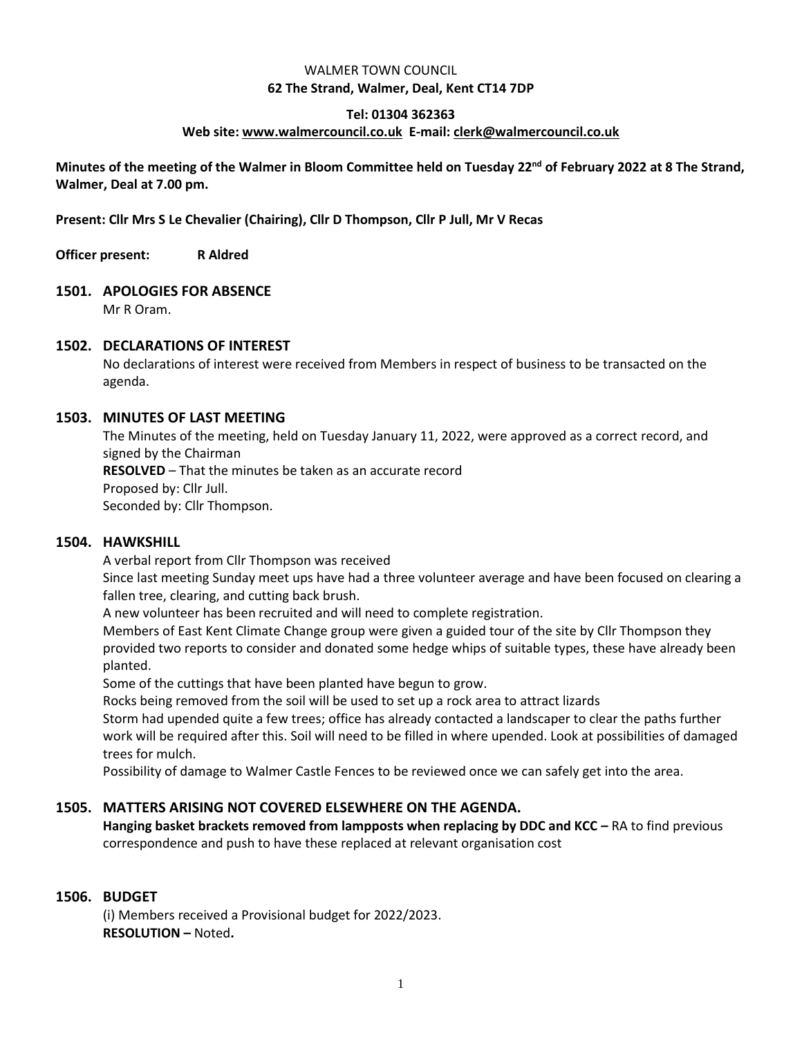WALMER TOWN COUNCIL

**62 The Strand, Walmer, Deal, Kent CT14 7DP**

**Tel: 01304 362363**

**Web site: www.walmercouncil.co.uk E-mail: clerk@walmercouncil.co.uk**

**Minutes of the meeting of the Walmer in Bloom Committee held on Tuesday 22nd of February 2022 at 8 The Strand, Walmer, Deal at 7.00 pm.**

**Present: Cllr Mrs S Le Chevalier (Chairing), Cllr D Thompson, Cllr P Jull, Mr V Recas**

**Officer present: R Aldred**

## 1501. APOLOGIES FOR ABSENCE

Mr R Oram.

## 1502. DECLARATIONS OF INTEREST

No declarations of interest were received from Members in respect of business to be transacted on the agenda.

## 1503. MINUTES OF LAST MEETING

The Minutes of the meeting, held on Tuesday January 11, 2022, were approved as a correct record, and signed by the Chairman

**RESOLVED** – That the minutes be taken as an accurate record

Proposed by: Cllr Jull.

Seconded by: Cllr Thompson.

## 1504. HAWKSHILL

A verbal report from Cllr Thompson was received

Since last meeting Sunday meet ups have had a three volunteer average and have been focused on clearing a fallen tree, clearing, and cutting back brush.

A new volunteer has been recruited and will need to complete registration.

Members of East Kent Climate Change group were given a guided tour of the site by Cllr Thompson they provided two reports to consider and donated some hedge whips of suitable types, these have already been planted.

Some of the cuttings that have been planted have begun to grow.

Rocks being removed from the soil will be used to set up a rock area to attract lizards

Storm had upended quite a few trees; office has already contacted a landscaper to clear the paths further work will be required after this. Soil will need to be filled in where upended. Look at possibilities of damaged trees for mulch.

Possibility of damage to Walmer Castle Fences to be reviewed once we can safely get into the area.

## 1505. MATTERS ARISING NOT COVERED ELSEWHERE ON THE AGENDA.

**Hanging basket brackets removed from lampposts when replacing by DDC and KCC –** RA to find previous correspondence and push to have these replaced at relevant organisation cost

## 1506. BUDGET

(i) Members received a Provisional budget for 2022/2023.

**RESOLUTION –** Noted**.**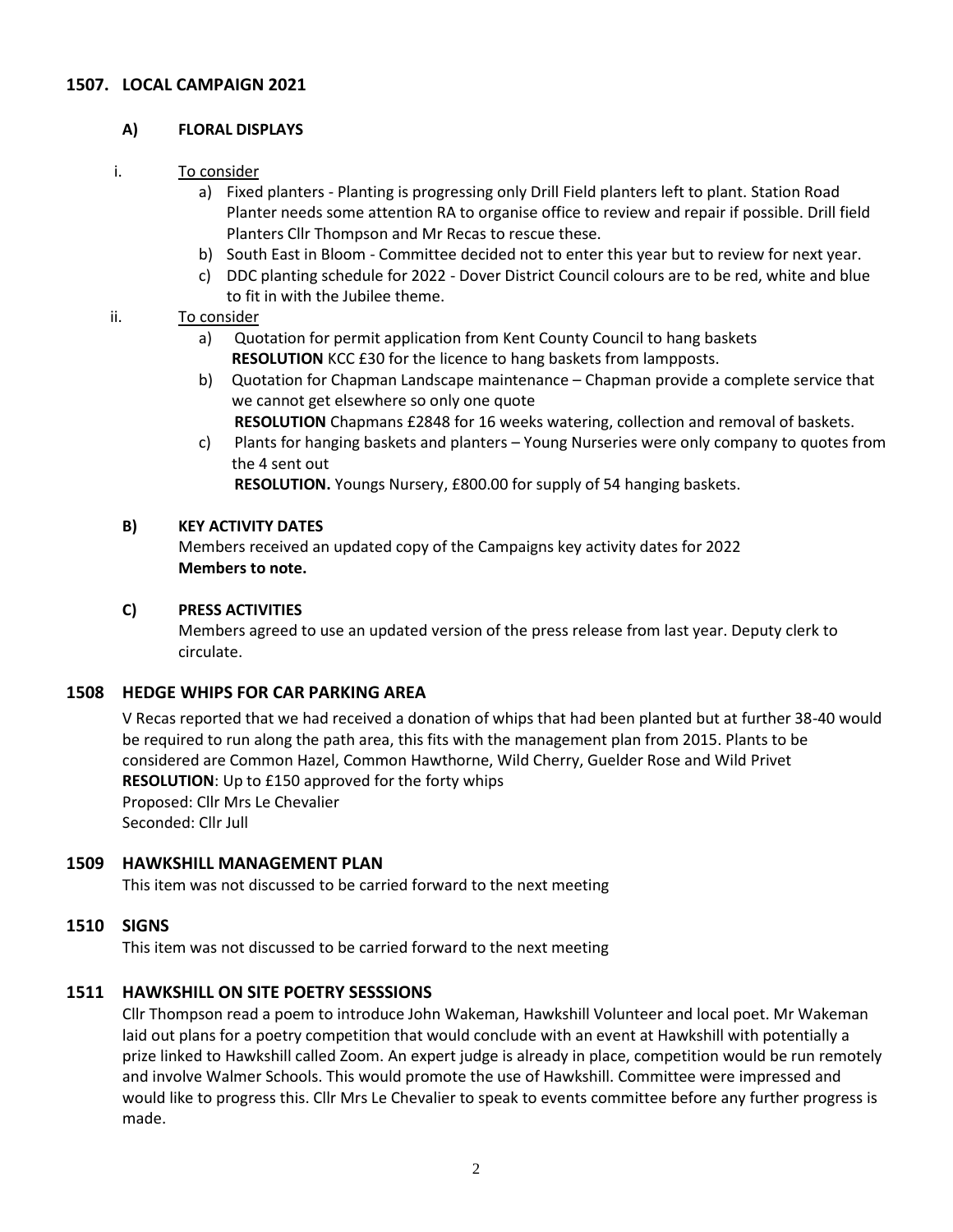## 1507. LOCAL CAMPAIGN 2021

### A) FLORAL DISPLAYS

i. To consider

a) Fixed planters - Planting is progressing only Drill Field planters left to plant. Station Road Planter needs some attention RA to organise office to review and repair if possible. Drill field Planters Cllr Thompson and Mr Recas to rescue these.

b) South East in Bloom - Committee decided not to enter this year but to review for next year.

c) DDC planting schedule for 2022 - Dover District Council colours are to be red, white and blue to fit in with the Jubilee theme.

ii. To consider

a) Quotation for permit application from Kent County Council to hang baskets
**RESOLUTION** KCC £30 for the licence to hang baskets from lampposts.

b) Quotation for Chapman Landscape maintenance – Chapman provide a complete service that we cannot get elsewhere so only one quote
**RESOLUTION** Chapmans £2848 for 16 weeks watering, collection and removal of baskets.

c) Plants for hanging baskets and planters – Young Nurseries were only company to quotes from the 4 sent out
**RESOLUTION.** Youngs Nursery, £800.00 for supply of 54 hanging baskets.

### B) KEY ACTIVITY DATES

Members received an updated copy of the Campaigns key activity dates for 2022
**Members to note.**

### C) PRESS ACTIVITIES

Members agreed to use an updated version of the press release from last year. Deputy clerk to circulate.

## 1508 HEDGE WHIPS FOR CAR PARKING AREA

V Recas reported that we had received a donation of whips that had been planted but at further 38-40 would be required to run along the path area, this fits with the management plan from 2015. Plants to be considered are Common Hazel, Common Hawthorne, Wild Cherry, Guelder Rose and Wild Privet
**RESOLUTION**: Up to £150 approved for the forty whips
Proposed: Cllr Mrs Le Chevalier
Seconded: Cllr Jull

## 1509 HAWKSHILL MANAGEMENT PLAN

This item was not discussed to be carried forward to the next meeting

## 1510 SIGNS

This item was not discussed to be carried forward to the next meeting

## 1511 HAWKSHILL ON SITE POETRY SESSSIONS

Cllr Thompson read a poem to introduce John Wakeman, Hawkshill Volunteer and local poet. Mr Wakeman laid out plans for a poetry competition that would conclude with an event at Hawkshill with potentially a prize linked to Hawkshill called Zoom. An expert judge is already in place, competition would be run remotely and involve Walmer Schools. This would promote the use of Hawkshill. Committee were impressed and would like to progress this. Cllr Mrs Le Chevalier to speak to events committee before any further progress is made.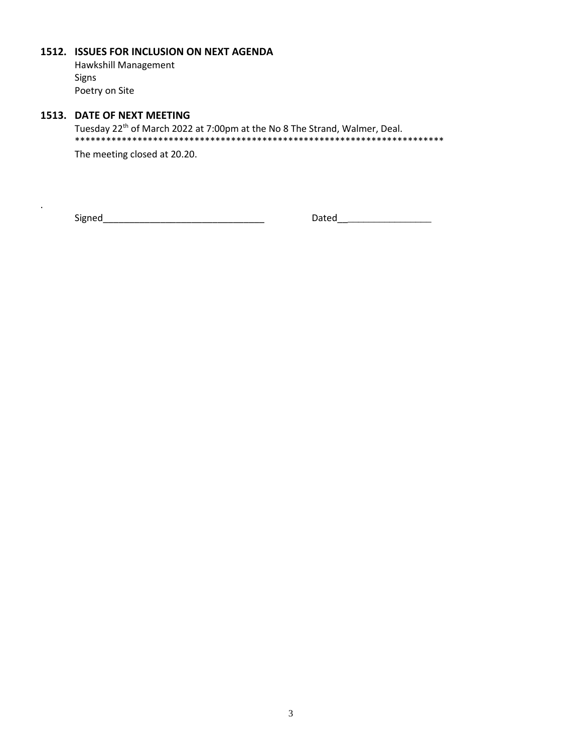## 1512. ISSUES FOR INCLUSION ON NEXT AGENDA

Hawkshill Management  
Signs  
Poetry on Site

## 1513. DATE OF NEXT MEETING

Tuesday 22nd of March 2022 at 7:00pm at the No 8 The Strand, Walmer, Deal.

************************************************************************

The meeting closed at 20.20.

.

Signed_______________________________ Dated_________________